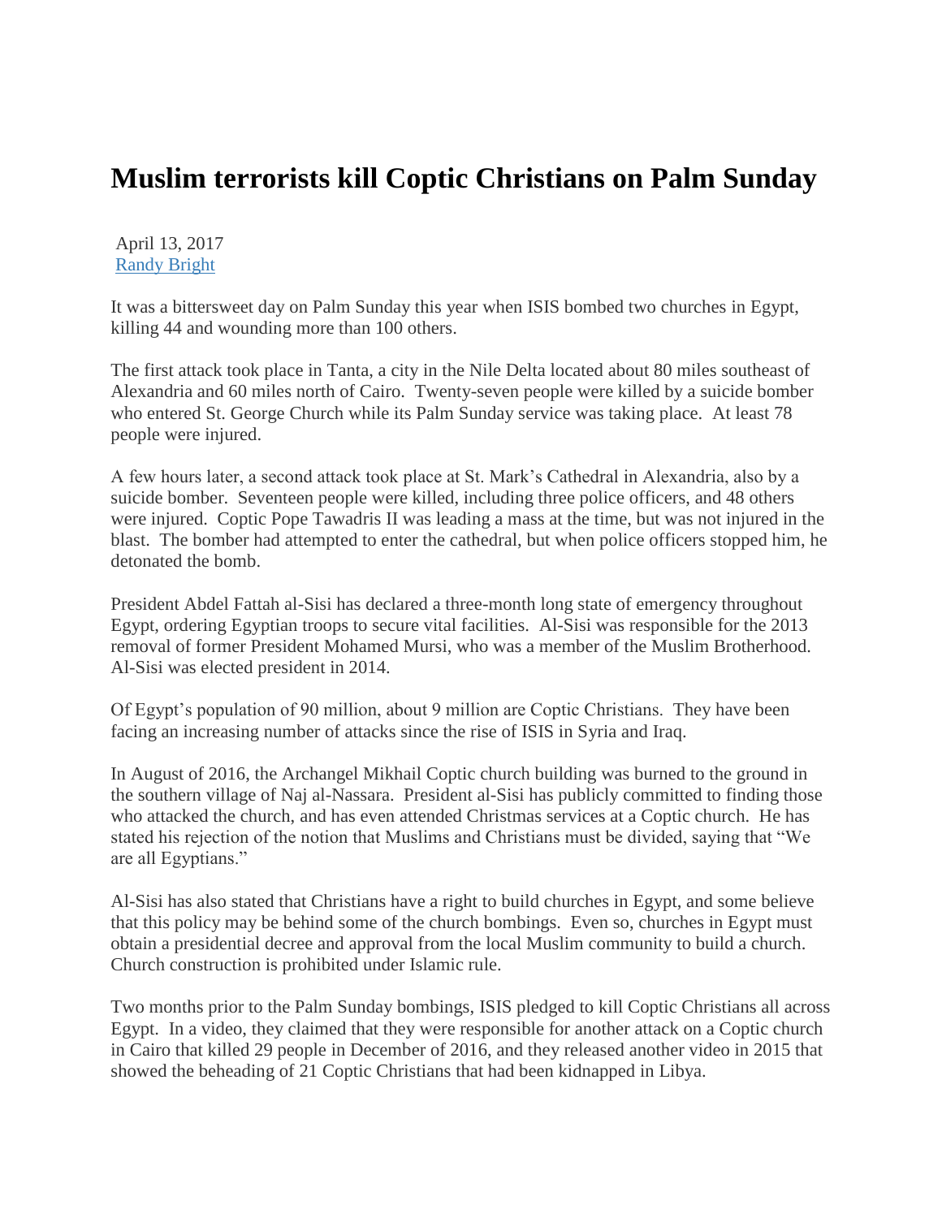# Muslim terrorists kill Coptic Christians on Palm Sunday

April 13, 2017
Randy Bright

It was a bittersweet day on Palm Sunday this year when ISIS bombed two churches in Egypt, killing 44 and wounding more than 100 others.

The first attack took place in Tanta, a city in the Nile Delta located about 80 miles southeast of Alexandria and 60 miles north of Cairo. Twenty-seven people were killed by a suicide bomber who entered St. George Church while its Palm Sunday service was taking place. At least 78 people were injured.

A few hours later, a second attack took place at St. Mark's Cathedral in Alexandria, also by a suicide bomber. Seventeen people were killed, including three police officers, and 48 others were injured. Coptic Pope Tawadris II was leading a mass at the time, but was not injured in the blast. The bomber had attempted to enter the cathedral, but when police officers stopped him, he detonated the bomb.

President Abdel Fattah al-Sisi has declared a three-month long state of emergency throughout Egypt, ordering Egyptian troops to secure vital facilities. Al-Sisi was responsible for the 2013 removal of former President Mohamed Mursi, who was a member of the Muslim Brotherhood. Al-Sisi was elected president in 2014.

Of Egypt's population of 90 million, about 9 million are Coptic Christians. They have been facing an increasing number of attacks since the rise of ISIS in Syria and Iraq.

In August of 2016, the Archangel Mikhail Coptic church building was burned to the ground in the southern village of Naj al-Nassara. President al-Sisi has publicly committed to finding those who attacked the church, and has even attended Christmas services at a Coptic church. He has stated his rejection of the notion that Muslims and Christians must be divided, saying that "We are all Egyptians."

Al-Sisi has also stated that Christians have a right to build churches in Egypt, and some believe that this policy may be behind some of the church bombings. Even so, churches in Egypt must obtain a presidential decree and approval from the local Muslim community to build a church. Church construction is prohibited under Islamic rule.

Two months prior to the Palm Sunday bombings, ISIS pledged to kill Coptic Christians all across Egypt. In a video, they claimed that they were responsible for another attack on a Coptic church in Cairo that killed 29 people in December of 2016, and they released another video in 2015 that showed the beheading of 21 Coptic Christians that had been kidnapped in Libya.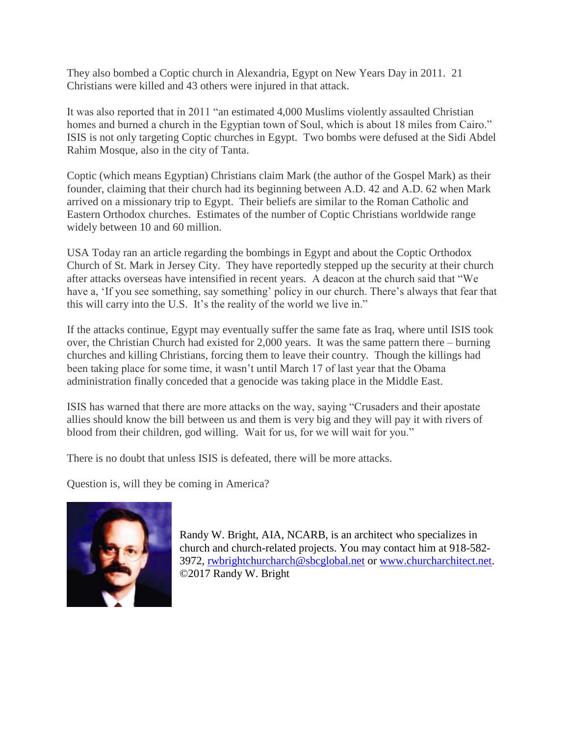They also bombed a Coptic church in Alexandria, Egypt on New Years Day in 2011. 21 Christians were killed and 43 others were injured in that attack.

It was also reported that in 2011 "an estimated 4,000 Muslims violently assaulted Christian homes and burned a church in the Egyptian town of Soul, which is about 18 miles from Cairo." ISIS is not only targeting Coptic churches in Egypt. Two bombs were defused at the Sidi Abdel Rahim Mosque, also in the city of Tanta.

Coptic (which means Egyptian) Christians claim Mark (the author of the Gospel Mark) as their founder, claiming that their church had its beginning between A.D. 42 and A.D. 62 when Mark arrived on a missionary trip to Egypt. Their beliefs are similar to the Roman Catholic and Eastern Orthodox churches. Estimates of the number of Coptic Christians worldwide range widely between 10 and 60 million.

USA Today ran an article regarding the bombings in Egypt and about the Coptic Orthodox Church of St. Mark in Jersey City. They have reportedly stepped up the security at their church after attacks overseas have intensified in recent years. A deacon at the church said that "We have a, 'If you see something, say something' policy in our church. There's always that fear that this will carry into the U.S. It's the reality of the world we live in."

If the attacks continue, Egypt may eventually suffer the same fate as Iraq, where until ISIS took over, the Christian Church had existed for 2,000 years. It was the same pattern there – burning churches and killing Christians, forcing them to leave their country. Though the killings had been taking place for some time, it wasn't until March 17 of last year that the Obama administration finally conceded that a genocide was taking place in the Middle East.

ISIS has warned that there are more attacks on the way, saying "Crusaders and their apostate allies should know the bill between us and them is very big and they will pay it with rivers of blood from their children, god willing. Wait for us, for we will wait for you."

There is no doubt that unless ISIS is defeated, there will be more attacks.

Question is, will they be coming in America?

Randy W. Bright, AIA, NCARB, is an architect who specializes in church and church-related projects. You may contact him at 918-582-3972, rwbrightchurcharch@sbcglobal.net or www.churcharchitect.net. ©2017 Randy W. Bright